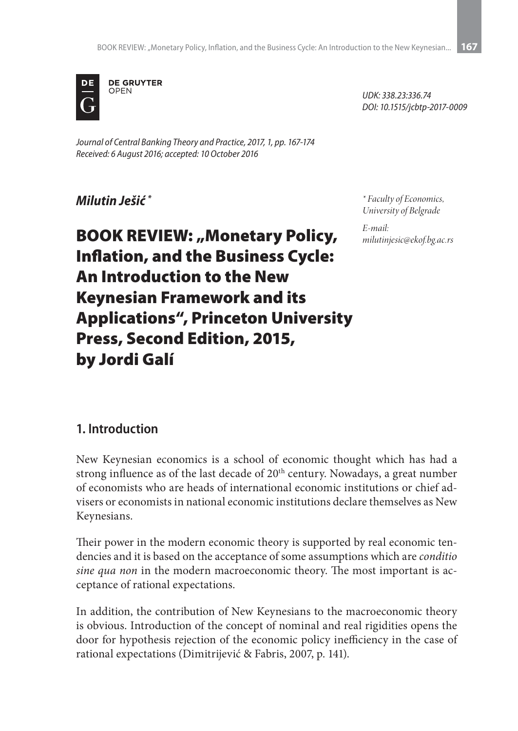DE GRUYTER OPEN

*UDK: 338.23:336.74*
*DOI: 10.1515/jcbtp-2017-0009*

*Journal of Central Banking Theory and Practice, 2017, 1, pp. 167-174*
*Received: 6 August 2016; accepted: 10 October 2016*

***Milutin Ješić*** *

\* *Faculty of Economics, University of Belgrade*

*E-mail: milutinjesic@ekof.bg.ac.rs*

# BOOK REVIEW: „Monetary Policy, Inflation, and the Business Cycle: An Introduction to the New Keynesian Framework and its Applications", Princeton University Press, Second Edition, 2015, by Jordi Galí

## 1. Introduction

New Keynesian economics is a school of economic thought which has had a strong influence as of the last decade of 20th century. Nowadays, a great number of economists who are heads of international economic institutions or chief advisers or economists in national economic institutions declare themselves as New Keynesians.

Their power in the modern economic theory is supported by real economic tendencies and it is based on the acceptance of some assumptions which are *conditio sine qua non* in the modern macroeconomic theory. The most important is acceptance of rational expectations.

In addition, the contribution of New Keynesians to the macroeconomic theory is obvious. Introduction of the concept of nominal and real rigidities opens the door for hypothesis rejection of the economic policy inefficiency in the case of rational expectations (Dimitrijević & Fabris, 2007, p. 141).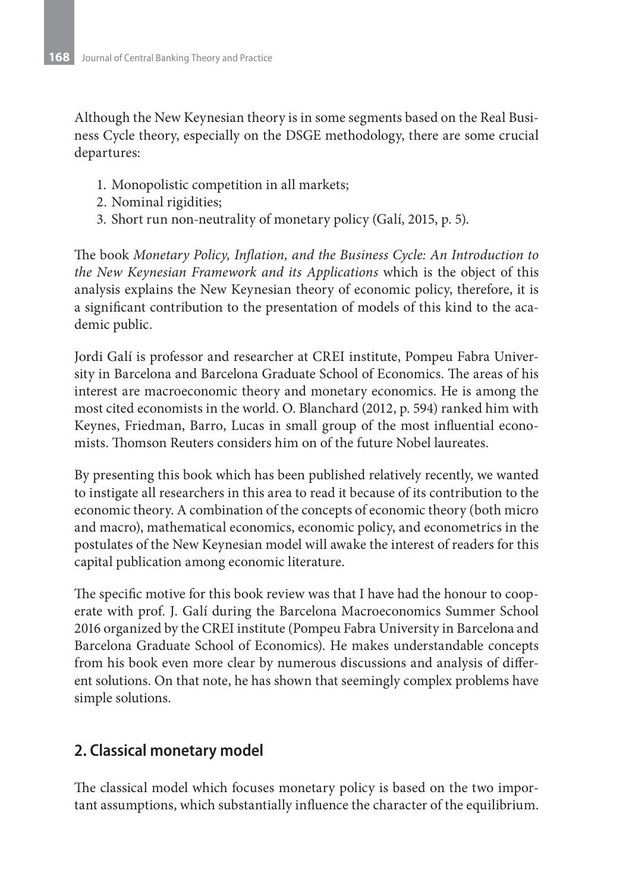Although the New Keynesian theory is in some segments based on the Real Business Cycle theory, especially on the DSGE methodology, there are some crucial departures:

1. Monopolistic competition in all markets;
2. Nominal rigidities;
3. Short run non-neutrality of monetary policy (Galí, 2015, p. 5).

The book *Monetary Policy, Inflation, and the Business Cycle: An Introduction to the New Keynesian Framework and its Applications* which is the object of this analysis explains the New Keynesian theory of economic policy, therefore, it is a significant contribution to the presentation of models of this kind to the academic public.

Jordi Galí is professor and researcher at CREI institute, Pompeu Fabra University in Barcelona and Barcelona Graduate School of Economics. The areas of his interest are macroeconomic theory and monetary economics. He is among the most cited economists in the world. O. Blanchard (2012, p. 594) ranked him with Keynes, Friedman, Barro, Lucas in small group of the most influential economists. Thomson Reuters considers him on of the future Nobel laureates.

By presenting this book which has been published relatively recently, we wanted to instigate all researchers in this area to read it because of its contribution to the economic theory. A combination of the concepts of economic theory (both micro and macro), mathematical economics, economic policy, and econometrics in the postulates of the New Keynesian model will awake the interest of readers for this capital publication among economic literature.

The specific motive for this book review was that I have had the honour to cooperate with prof. J. Galí during the Barcelona Macroeconomics Summer School 2016 organized by the CREI institute (Pompeu Fabra University in Barcelona and Barcelona Graduate School of Economics). He makes understandable concepts from his book even more clear by numerous discussions and analysis of different solutions. On that note, he has shown that seemingly complex problems have simple solutions.

## 2. Classical monetary model

The classical model which focuses monetary policy is based on the two important assumptions, which substantially influence the character of the equilibrium.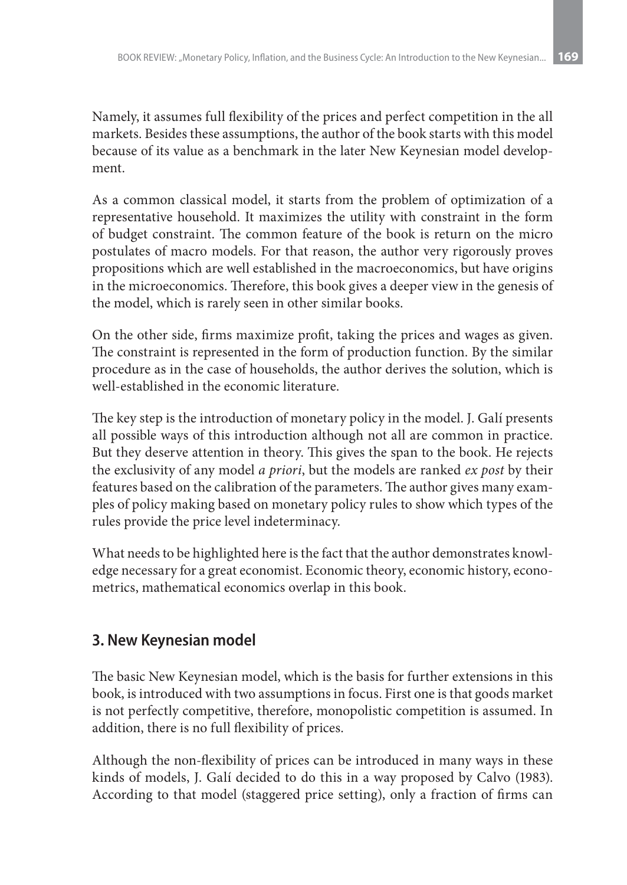Namely, it assumes full flexibility of the prices and perfect competition in the all markets. Besides these assumptions, the author of the book starts with this model because of its value as a benchmark in the later New Keynesian model development.

As a common classical model, it starts from the problem of optimization of a representative household. It maximizes the utility with constraint in the form of budget constraint. The common feature of the book is return on the micro postulates of macro models. For that reason, the author very rigorously proves propositions which are well established in the macroeconomics, but have origins in the microeconomics. Therefore, this book gives a deeper view in the genesis of the model, which is rarely seen in other similar books.

On the other side, firms maximize profit, taking the prices and wages as given. The constraint is represented in the form of production function. By the similar procedure as in the case of households, the author derives the solution, which is well-established in the economic literature.

The key step is the introduction of monetary policy in the model. J. Galí presents all possible ways of this introduction although not all are common in practice. But they deserve attention in theory. This gives the span to the book. He rejects the exclusivity of any model *a priori*, but the models are ranked *ex post* by their features based on the calibration of the parameters. The author gives many examples of policy making based on monetary policy rules to show which types of the rules provide the price level indeterminacy.

What needs to be highlighted here is the fact that the author demonstrates knowledge necessary for a great economist. Economic theory, economic history, econometrics, mathematical economics overlap in this book.

## 3. New Keynesian model

The basic New Keynesian model, which is the basis for further extensions in this book, is introduced with two assumptions in focus. First one is that goods market is not perfectly competitive, therefore, monopolistic competition is assumed. In addition, there is no full flexibility of prices.

Although the non-flexibility of prices can be introduced in many ways in these kinds of models, J. Galí decided to do this in a way proposed by Calvo (1983). According to that model (staggered price setting), only a fraction of firms can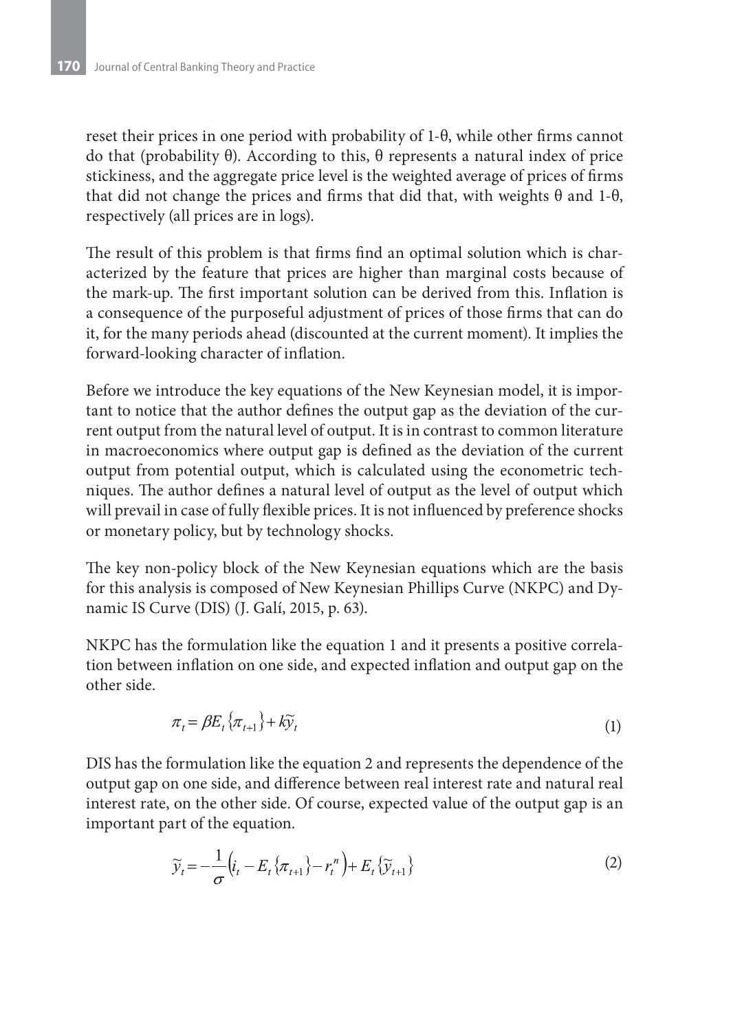reset their prices in one period with probability of 1-θ, while other firms cannot do that (probability θ). According to this, θ represents a natural index of price stickiness, and the aggregate price level is the weighted average of prices of firms that did not change the prices and firms that did that, with weights θ and 1-θ, respectively (all prices are in logs).

The result of this problem is that firms find an optimal solution which is characterized by the feature that prices are higher than marginal costs because of the mark-up. The first important solution can be derived from this. Inflation is a consequence of the purposeful adjustment of prices of those firms that can do it, for the many periods ahead (discounted at the current moment). It implies the forward-looking character of inflation.

Before we introduce the key equations of the New Keynesian model, it is important to notice that the author defines the output gap as the deviation of the current output from the natural level of output. It is in contrast to common literature in macroeconomics where output gap is defined as the deviation of the current output from potential output, which is calculated using the econometric techniques. The author defines a natural level of output as the level of output which will prevail in case of fully flexible prices. It is not influenced by preference shocks or monetary policy, but by technology shocks.

The key non-policy block of the New Keynesian equations which are the basis for this analysis is composed of New Keynesian Phillips Curve (NKPC) and Dynamic IS Curve (DIS) (J. Galí, 2015, p. 63).

NKPC has the formulation like the equation 1 and it presents a positive correlation between inflation on one side, and expected inflation and output gap on the other side.

$$\pi_t = \beta E_t\{\pi_{t+1}\} + k\widetilde{y}_t \tag{1}$$

DIS has the formulation like the equation 2 and represents the dependence of the output gap on one side, and difference between real interest rate and natural real interest rate, on the other side. Of course, expected value of the output gap is an important part of the equation.

$$\widetilde{y}_t = -\frac{1}{\sigma}\left(i_t - E_t\{\pi_{t+1}\} - r_t^n\right) + E_t\{\widetilde{y}_{t+1}\} \tag{2}$$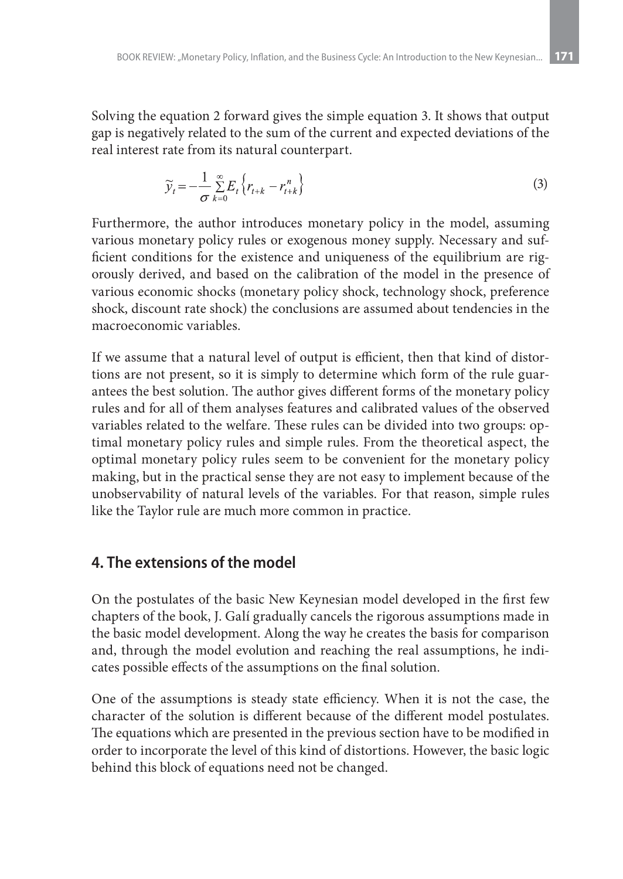Solving the equation 2 forward gives the simple equation 3. It shows that output gap is negatively related to the sum of the current and expected deviations of the real interest rate from its natural counterpart.

$$\widetilde{y}_t = -\frac{1}{\sigma}\sum_{k=0}^{\infty} E_t\left\{r_{t+k} - r_{t+k}^n\right\} \tag{3}$$

Furthermore, the author introduces monetary policy in the model, assuming various monetary policy rules or exogenous money supply. Necessary and sufficient conditions for the existence and uniqueness of the equilibrium are rigorously derived, and based on the calibration of the model in the presence of various economic shocks (monetary policy shock, technology shock, preference shock, discount rate shock) the conclusions are assumed about tendencies in the macroeconomic variables.

If we assume that a natural level of output is efficient, then that kind of distortions are not present, so it is simply to determine which form of the rule guarantees the best solution. The author gives different forms of the monetary policy rules and for all of them analyses features and calibrated values of the observed variables related to the welfare. These rules can be divided into two groups: optimal monetary policy rules and simple rules. From the theoretical aspect, the optimal monetary policy rules seem to be convenient for the monetary policy making, but in the practical sense they are not easy to implement because of the unobservability of natural levels of the variables. For that reason, simple rules like the Taylor rule are much more common in practice.

## 4. The extensions of the model

On the postulates of the basic New Keynesian model developed in the first few chapters of the book, J. Galí gradually cancels the rigorous assumptions made in the basic model development. Along the way he creates the basis for comparison and, through the model evolution and reaching the real assumptions, he indicates possible effects of the assumptions on the final solution.

One of the assumptions is steady state efficiency. When it is not the case, the character of the solution is different because of the different model postulates. The equations which are presented in the previous section have to be modified in order to incorporate the level of this kind of distortions. However, the basic logic behind this block of equations need not be changed.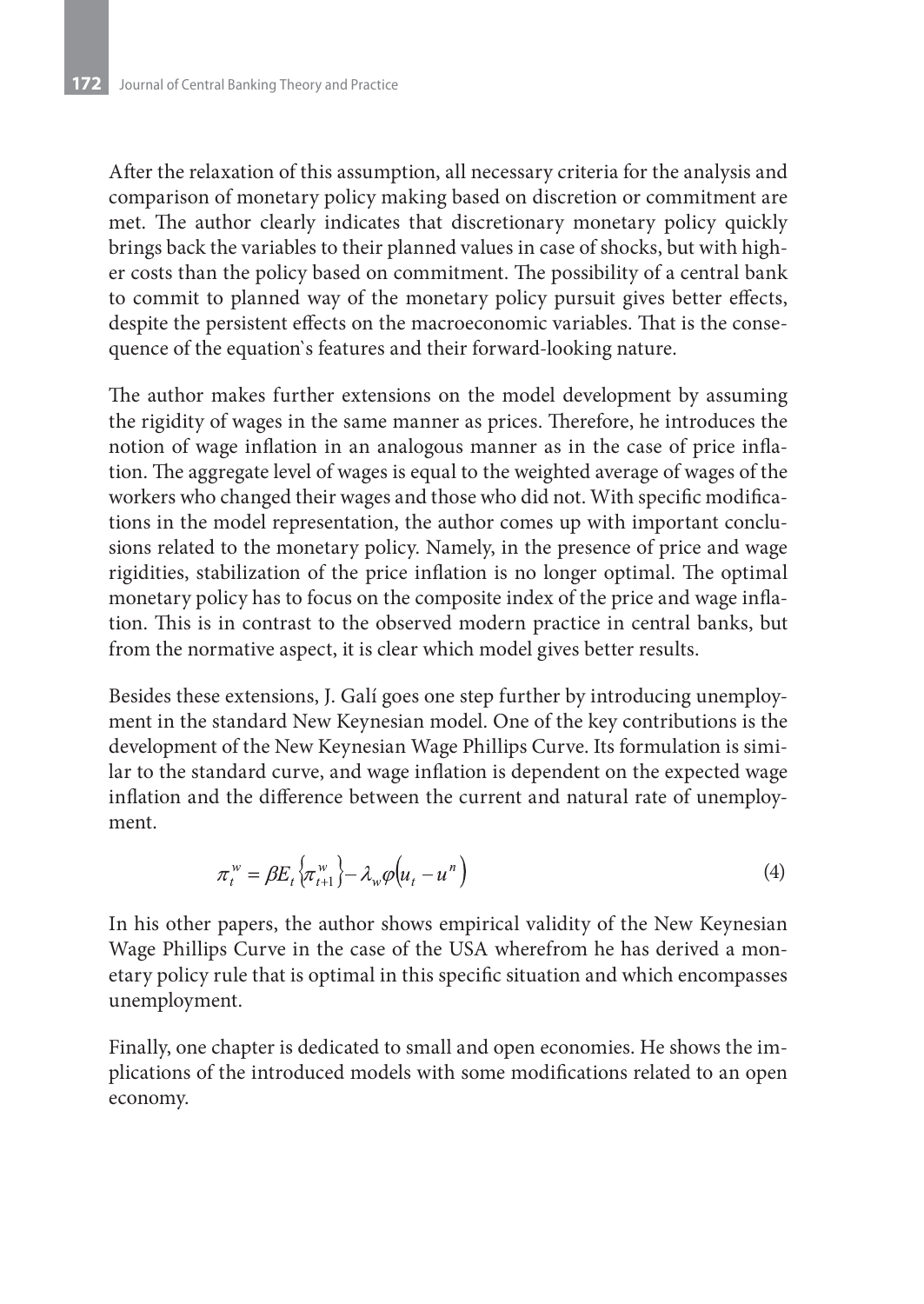After the relaxation of this assumption, all necessary criteria for the analysis and comparison of monetary policy making based on discretion or commitment are met. The author clearly indicates that discretionary monetary policy quickly brings back the variables to their planned values in case of shocks, but with higher costs than the policy based on commitment. The possibility of a central bank to commit to planned way of the monetary policy pursuit gives better effects, despite the persistent effects on the macroeconomic variables. That is the consequence of the equation`s features and their forward-looking nature.

The author makes further extensions on the model development by assuming the rigidity of wages in the same manner as prices. Therefore, he introduces the notion of wage inflation in an analogous manner as in the case of price inflation. The aggregate level of wages is equal to the weighted average of wages of the workers who changed their wages and those who did not. With specific modifications in the model representation, the author comes up with important conclusions related to the monetary policy. Namely, in the presence of price and wage rigidities, stabilization of the price inflation is no longer optimal. The optimal monetary policy has to focus on the composite index of the price and wage inflation. This is in contrast to the observed modern practice in central banks, but from the normative aspect, it is clear which model gives better results.

Besides these extensions, J. Galí goes one step further by introducing unemployment in the standard New Keynesian model. One of the key contributions is the development of the New Keynesian Wage Phillips Curve. Its formulation is similar to the standard curve, and wage inflation is dependent on the expected wage inflation and the difference between the current and natural rate of unemployment.

$$\pi_t^w = \beta E_t \{\pi_{t+1}^w\} - \lambda_w \varphi (u_t - u^n) \tag{4}$$

In his other papers, the author shows empirical validity of the New Keynesian Wage Phillips Curve in the case of the USA wherefrom he has derived a monetary policy rule that is optimal in this specific situation and which encompasses unemployment.

Finally, one chapter is dedicated to small and open economies. He shows the implications of the introduced models with some modifications related to an open economy.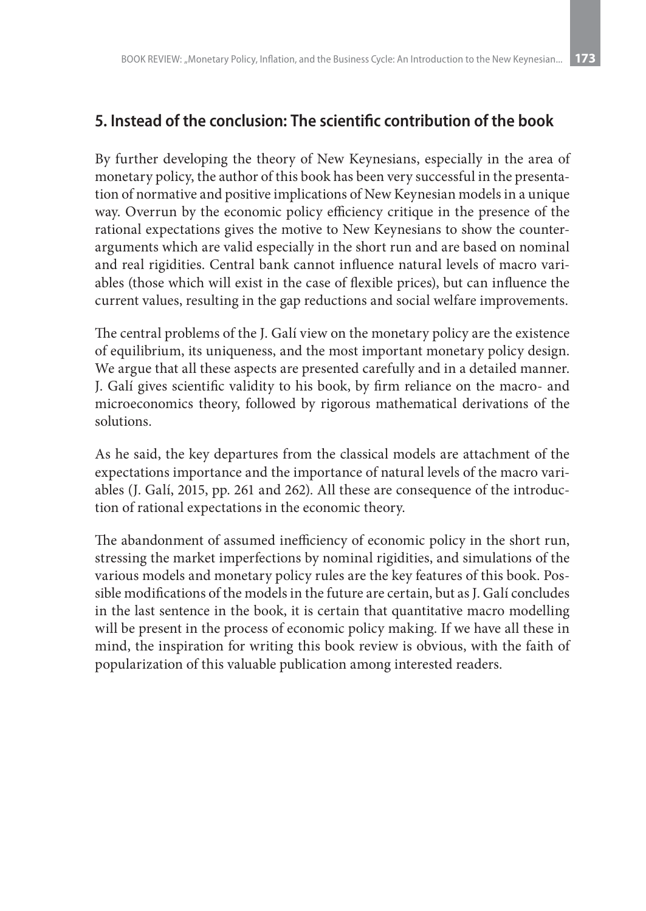## 5. Instead of the conclusion: The scientific contribution of the book

By further developing the theory of New Keynesians, especially in the area of monetary policy, the author of this book has been very successful in the presentation of normative and positive implications of New Keynesian models in a unique way. Overrun by the economic policy efficiency critique in the presence of the rational expectations gives the motive to New Keynesians to show the counter-arguments which are valid especially in the short run and are based on nominal and real rigidities. Central bank cannot influence natural levels of macro variables (those which will exist in the case of flexible prices), but can influence the current values, resulting in the gap reductions and social welfare improvements.

The central problems of the J. Galí view on the monetary policy are the existence of equilibrium, its uniqueness, and the most important monetary policy design. We argue that all these aspects are presented carefully and in a detailed manner. J. Galí gives scientific validity to his book, by firm reliance on the macro- and microeconomics theory, followed by rigorous mathematical derivations of the solutions.

As he said, the key departures from the classical models are attachment of the expectations importance and the importance of natural levels of the macro variables (J. Galí, 2015, pp. 261 and 262). All these are consequence of the introduction of rational expectations in the economic theory.

The abandonment of assumed inefficiency of economic policy in the short run, stressing the market imperfections by nominal rigidities, and simulations of the various models and monetary policy rules are the key features of this book. Possible modifications of the models in the future are certain, but as J. Galí concludes in the last sentence in the book, it is certain that quantitative macro modelling will be present in the process of economic policy making. If we have all these in mind, the inspiration for writing this book review is obvious, with the faith of popularization of this valuable publication among interested readers.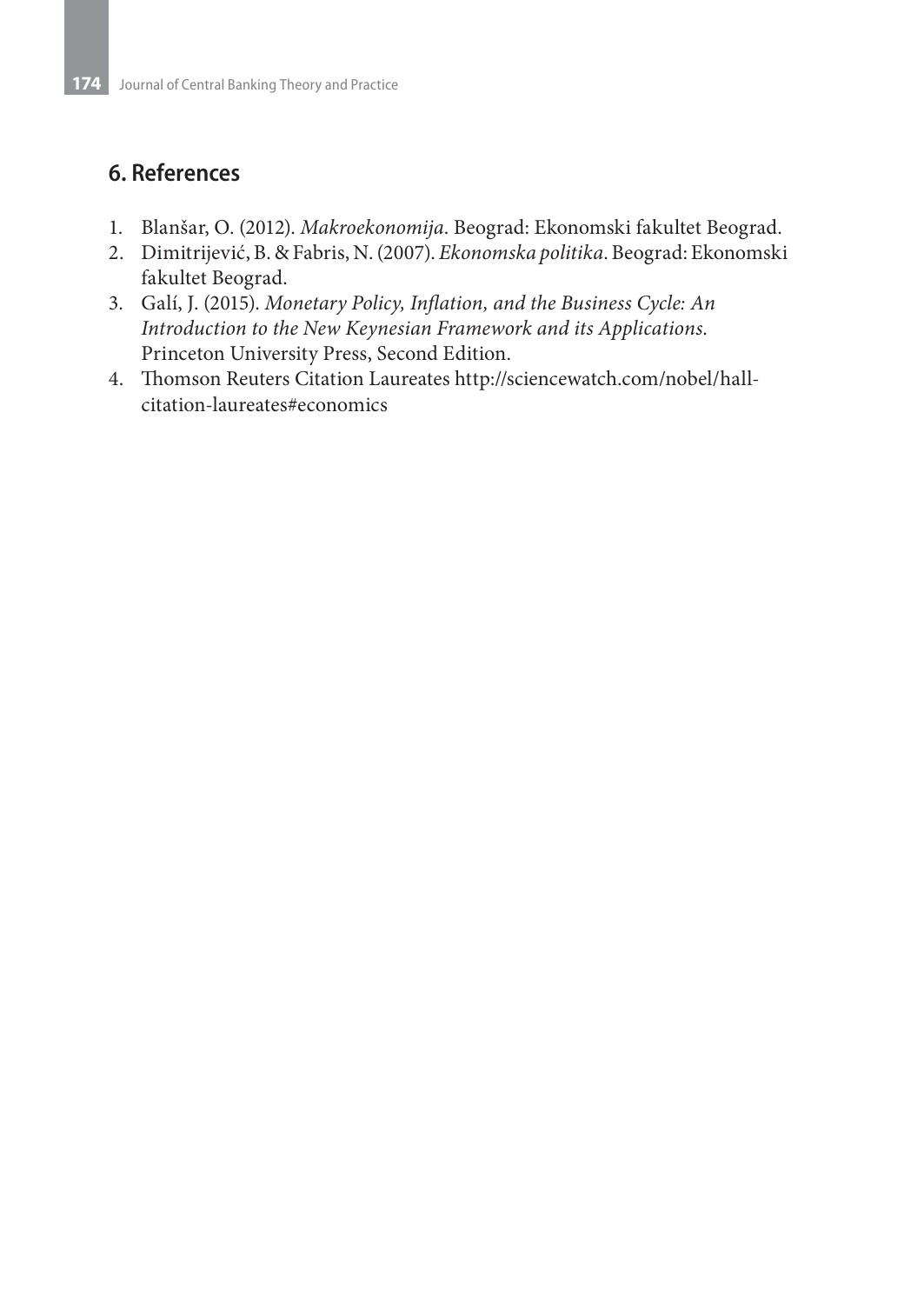## 6. References

1. Blanšar, O. (2012). *Makroekonomija*. Beograd: Ekonomski fakultet Beograd.
2. Dimitrijević, B. & Fabris, N. (2007). *Ekonomska politika*. Beograd: Ekonomski fakultet Beograd.
3. Galí, J. (2015). *Monetary Policy, Inflation, and the Business Cycle: An Introduction to the New Keynesian Framework and its Applications.* Princeton University Press, Second Edition.
4. Thomson Reuters Citation Laureates http://sciencewatch.com/nobel/hall-citation-laureates#economics